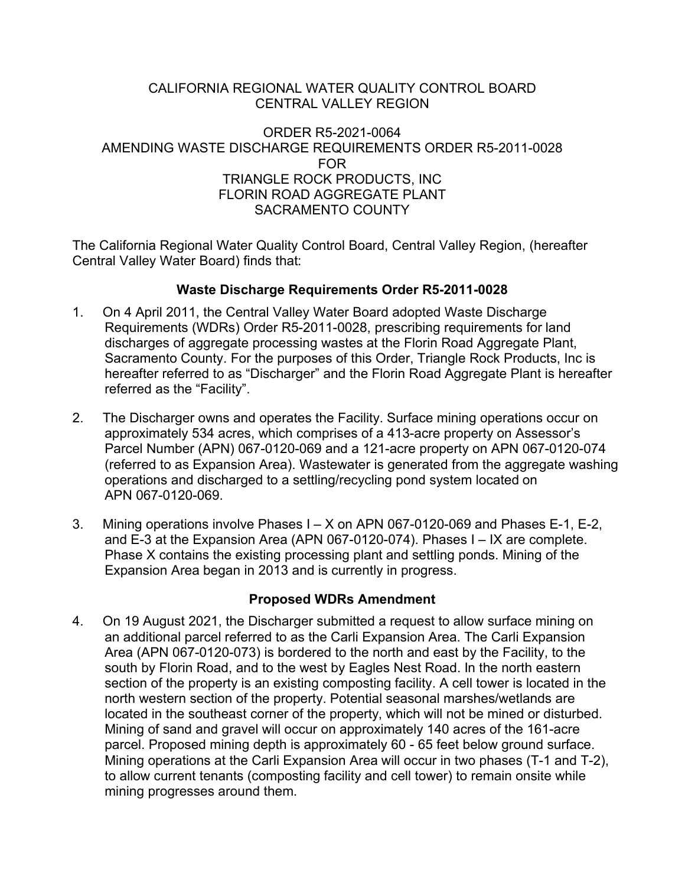CALIFORNIA REGIONAL WATER QUALITY CONTROL BOARD
CENTRAL VALLEY REGION

ORDER R5-2021-0064
AMENDING WASTE DISCHARGE REQUIREMENTS ORDER R5-2011-0028
FOR
TRIANGLE ROCK PRODUCTS, INC
FLORIN ROAD AGGREGATE PLANT
SACRAMENTO COUNTY

The California Regional Water Quality Control Board, Central Valley Region, (hereafter Central Valley Water Board) finds that:

## Waste Discharge Requirements Order R5-2011-0028

1. On 4 April 2011, the Central Valley Water Board adopted Waste Discharge Requirements (WDRs) Order R5-2011-0028, prescribing requirements for land discharges of aggregate processing wastes at the Florin Road Aggregate Plant, Sacramento County. For the purposes of this Order, Triangle Rock Products, Inc is hereafter referred to as "Discharger" and the Florin Road Aggregate Plant is hereafter referred as the "Facility".

2. The Discharger owns and operates the Facility. Surface mining operations occur on approximately 534 acres, which comprises of a 413-acre property on Assessor's Parcel Number (APN) 067-0120-069 and a 121-acre property on APN 067-0120-074 (referred to as Expansion Area). Wastewater is generated from the aggregate washing operations and discharged to a settling/recycling pond system located on APN 067-0120-069.

3. Mining operations involve Phases I – X on APN 067-0120-069 and Phases E-1, E-2, and E-3 at the Expansion Area (APN 067-0120-074). Phases I – IX are complete. Phase X contains the existing processing plant and settling ponds. Mining of the Expansion Area began in 2013 and is currently in progress.

## Proposed WDRs Amendment

4. On 19 August 2021, the Discharger submitted a request to allow surface mining on an additional parcel referred to as the Carli Expansion Area. The Carli Expansion Area (APN 067-0120-073) is bordered to the north and east by the Facility, to the south by Florin Road, and to the west by Eagles Nest Road. In the north eastern section of the property is an existing composting facility. A cell tower is located in the north western section of the property. Potential seasonal marshes/wetlands are located in the southeast corner of the property, which will not be mined or disturbed. Mining of sand and gravel will occur on approximately 140 acres of the 161-acre parcel. Proposed mining depth is approximately 60 - 65 feet below ground surface. Mining operations at the Carli Expansion Area will occur in two phases (T-1 and T-2), to allow current tenants (composting facility and cell tower) to remain onsite while mining progresses around them.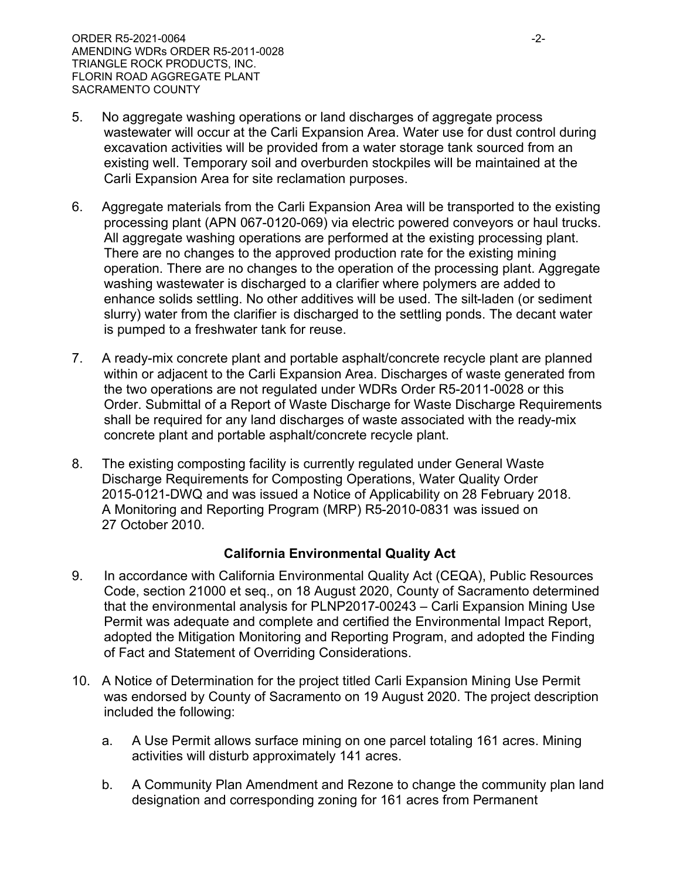5. No aggregate washing operations or land discharges of aggregate process wastewater will occur at the Carli Expansion Area. Water use for dust control during excavation activities will be provided from a water storage tank sourced from an existing well. Temporary soil and overburden stockpiles will be maintained at the Carli Expansion Area for site reclamation purposes.

6. Aggregate materials from the Carli Expansion Area will be transported to the existing processing plant (APN 067-0120-069) via electric powered conveyors or haul trucks. All aggregate washing operations are performed at the existing processing plant. There are no changes to the approved production rate for the existing mining operation. There are no changes to the operation of the processing plant. Aggregate washing wastewater is discharged to a clarifier where polymers are added to enhance solids settling. No other additives will be used. The silt-laden (or sediment slurry) water from the clarifier is discharged to the settling ponds. The decant water is pumped to a freshwater tank for reuse.

7. A ready-mix concrete plant and portable asphalt/concrete recycle plant are planned within or adjacent to the Carli Expansion Area. Discharges of waste generated from the two operations are not regulated under WDRs Order R5-2011-0028 or this Order. Submittal of a Report of Waste Discharge for Waste Discharge Requirements shall be required for any land discharges of waste associated with the ready-mix concrete plant and portable asphalt/concrete recycle plant.

8. The existing composting facility is currently regulated under General Waste Discharge Requirements for Composting Operations, Water Quality Order 2015-0121-DWQ and was issued a Notice of Applicability on 28 February 2018. A Monitoring and Reporting Program (MRP) R5-2010-0831 was issued on 27 October 2010.

## California Environmental Quality Act

9. In accordance with California Environmental Quality Act (CEQA), Public Resources Code, section 21000 et seq., on 18 August 2020, County of Sacramento determined that the environmental analysis for PLNP2017-00243 – Carli Expansion Mining Use Permit was adequate and complete and certified the Environmental Impact Report, adopted the Mitigation Monitoring and Reporting Program, and adopted the Finding of Fact and Statement of Overriding Considerations.

10. A Notice of Determination for the project titled Carli Expansion Mining Use Permit was endorsed by County of Sacramento on 19 August 2020. The project description included the following:

    a. A Use Permit allows surface mining on one parcel totaling 161 acres. Mining activities will disturb approximately 141 acres.

    b. A Community Plan Amendment and Rezone to change the community plan land designation and corresponding zoning for 161 acres from Permanent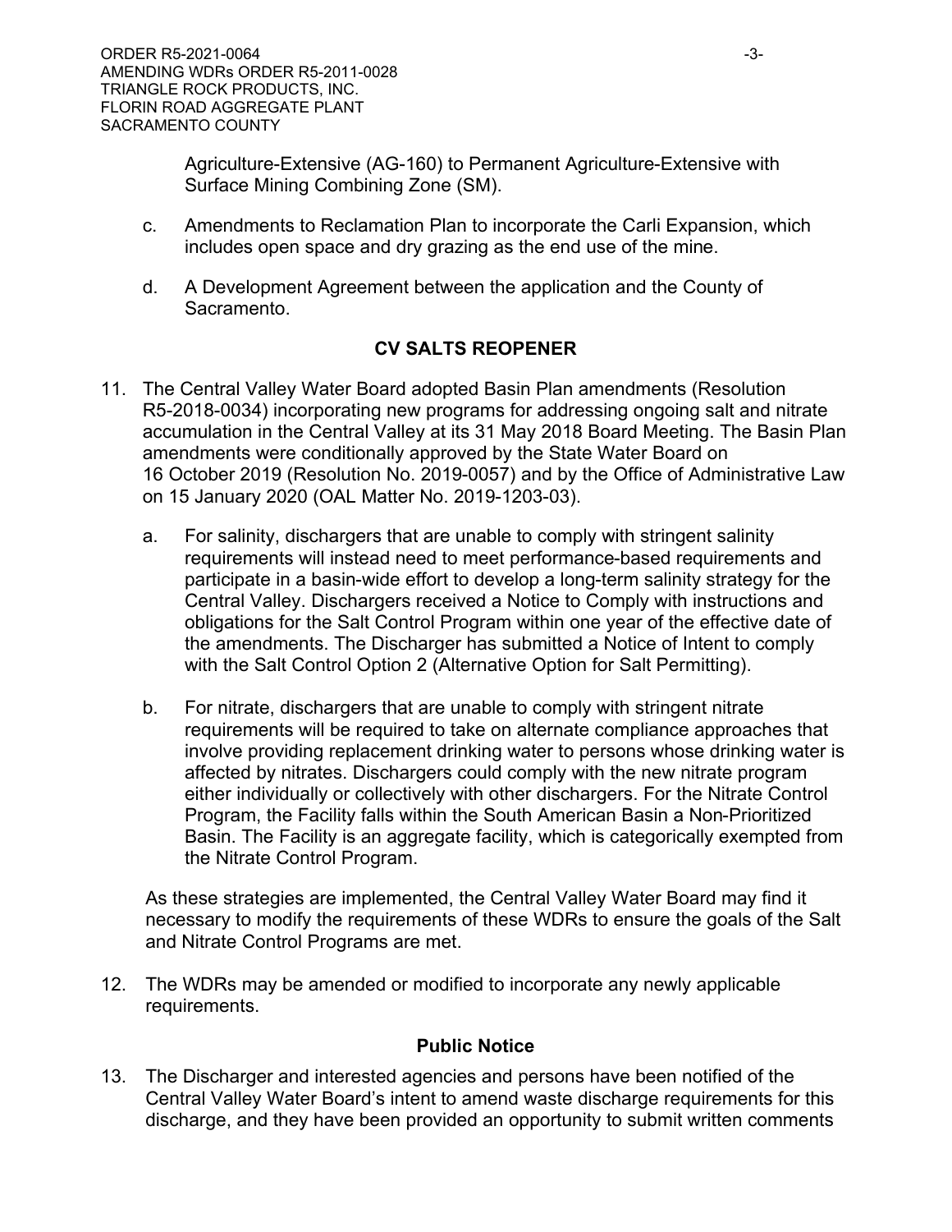Agriculture-Extensive (AG-160) to Permanent Agriculture-Extensive with Surface Mining Combining Zone (SM).

c. Amendments to Reclamation Plan to incorporate the Carli Expansion, which includes open space and dry grazing as the end use of the mine.

d. A Development Agreement between the application and the County of Sacramento.

## CV SALTS REOPENER

11. The Central Valley Water Board adopted Basin Plan amendments (Resolution R5-2018-0034) incorporating new programs for addressing ongoing salt and nitrate accumulation in the Central Valley at its 31 May 2018 Board Meeting. The Basin Plan amendments were conditionally approved by the State Water Board on 16 October 2019 (Resolution No. 2019-0057) and by the Office of Administrative Law on 15 January 2020 (OAL Matter No. 2019-1203-03).

    a. For salinity, dischargers that are unable to comply with stringent salinity requirements will instead need to meet performance-based requirements and participate in a basin-wide effort to develop a long-term salinity strategy for the Central Valley. Dischargers received a Notice to Comply with instructions and obligations for the Salt Control Program within one year of the effective date of the amendments. The Discharger has submitted a Notice of Intent to comply with the Salt Control Option 2 (Alternative Option for Salt Permitting).

    b. For nitrate, dischargers that are unable to comply with stringent nitrate requirements will be required to take on alternate compliance approaches that involve providing replacement drinking water to persons whose drinking water is affected by nitrates. Dischargers could comply with the new nitrate program either individually or collectively with other dischargers. For the Nitrate Control Program, the Facility falls within the South American Basin a Non-Prioritized Basin. The Facility is an aggregate facility, which is categorically exempted from the Nitrate Control Program.

    As these strategies are implemented, the Central Valley Water Board may find it necessary to modify the requirements of these WDRs to ensure the goals of the Salt and Nitrate Control Programs are met.

12. The WDRs may be amended or modified to incorporate any newly applicable requirements.

## Public Notice

13. The Discharger and interested agencies and persons have been notified of the Central Valley Water Board's intent to amend waste discharge requirements for this discharge, and they have been provided an opportunity to submit written comments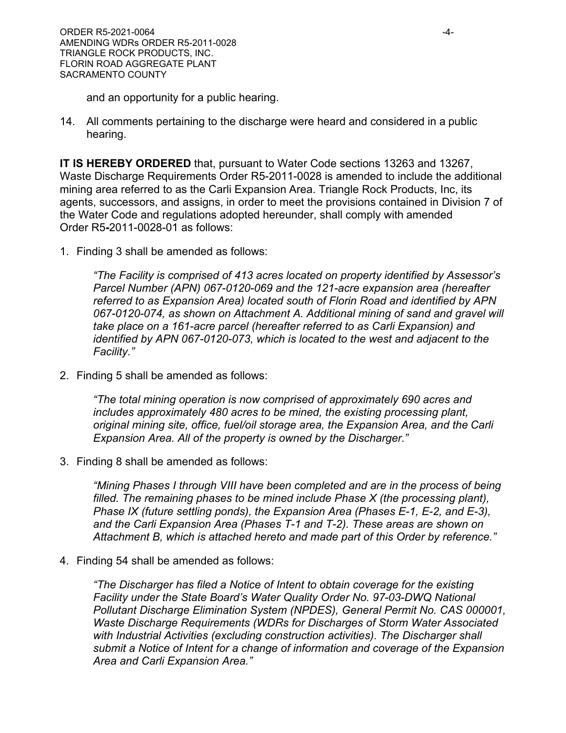and an opportunity for a public hearing.

14. All comments pertaining to the discharge were heard and considered in a public hearing.

**IT IS HEREBY ORDERED** that, pursuant to Water Code sections 13263 and 13267, Waste Discharge Requirements Order R5-2011-0028 is amended to include the additional mining area referred to as the Carli Expansion Area. Triangle Rock Products, Inc, its agents, successors, and assigns, in order to meet the provisions contained in Division 7 of the Water Code and regulations adopted hereunder, shall comply with amended Order R5-2011-0028-01 as follows:

1. Finding 3 shall be amended as follows:

   *"The Facility is comprised of 413 acres located on property identified by Assessor's Parcel Number (APN) 067-0120-069 and the 121-acre expansion area (hereafter referred to as Expansion Area) located south of Florin Road and identified by APN 067-0120-074, as shown on Attachment A. Additional mining of sand and gravel will take place on a 161-acre parcel (hereafter referred to as Carli Expansion) and identified by APN 067-0120-073, which is located to the west and adjacent to the Facility."*

2. Finding 5 shall be amended as follows:

   *"The total mining operation is now comprised of approximately 690 acres and includes approximately 480 acres to be mined, the existing processing plant, original mining site, office, fuel/oil storage area, the Expansion Area, and the Carli Expansion Area. All of the property is owned by the Discharger."*

3. Finding 8 shall be amended as follows:

   *"Mining Phases I through VIII have been completed and are in the process of being filled. The remaining phases to be mined include Phase X (the processing plant), Phase IX (future settling ponds), the Expansion Area (Phases E-1, E-2, and E-3), and the Carli Expansion Area (Phases T-1 and T-2). These areas are shown on Attachment B, which is attached hereto and made part of this Order by reference."*

4. Finding 54 shall be amended as follows:

   *"The Discharger has filed a Notice of Intent to obtain coverage for the existing Facility under the State Board's Water Quality Order No. 97-03-DWQ National Pollutant Discharge Elimination System (NPDES), General Permit No. CAS 000001, Waste Discharge Requirements (WDRs for Discharges of Storm Water Associated with Industrial Activities (excluding construction activities). The Discharger shall submit a Notice of Intent for a change of information and coverage of the Expansion Area and Carli Expansion Area."*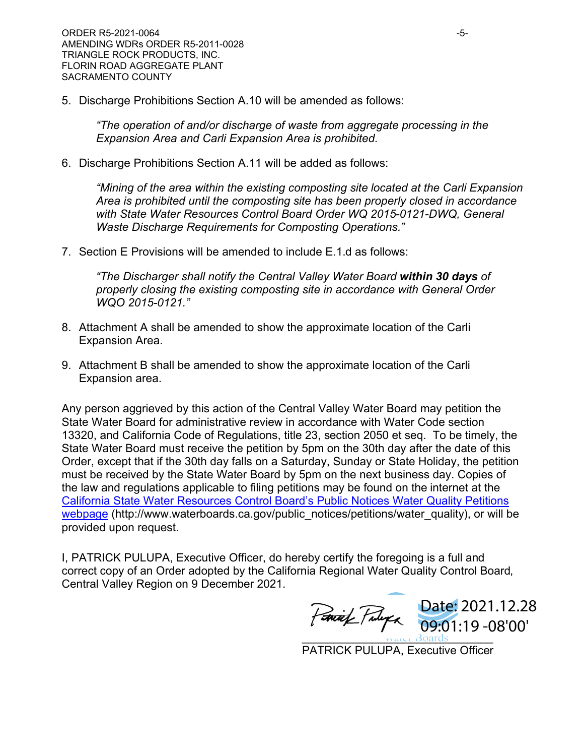5. Discharge Prohibitions Section A.10 will be amended as follows:

   *“The operation of and/or discharge of waste from aggregate processing in the Expansion Area and Carli Expansion Area is prohibited.*

6. Discharge Prohibitions Section A.11 will be added as follows:

   *“Mining of the area within the existing composting site located at the Carli Expansion Area is prohibited until the composting site has been properly closed in accordance with State Water Resources Control Board Order WQ 2015-0121-DWQ, General Waste Discharge Requirements for Composting Operations.”*

7. Section E Provisions will be amended to include E.1.d as follows:

   *“The Discharger shall notify the Central Valley Water Board **within 30 days** of properly closing the existing composting site in accordance with General Order WQO 2015-0121.”*

8. Attachment A shall be amended to show the approximate location of the Carli Expansion Area.

9. Attachment B shall be amended to show the approximate location of the Carli Expansion area.

Any person aggrieved by this action of the Central Valley Water Board may petition the State Water Board for administrative review in accordance with Water Code section 13320, and California Code of Regulations, title 23, section 2050 et seq. To be timely, the State Water Board must receive the petition by 5pm on the 30th day after the date of this Order, except that if the 30th day falls on a Saturday, Sunday or State Holiday, the petition must be received by the State Water Board by 5pm on the next business day. Copies of the law and regulations applicable to filing petitions may be found on the internet at the California State Water Resources Control Board’s Public Notices Water Quality Petitions webpage (http://www.waterboards.ca.gov/public_notices/petitions/water_quality), or will be provided upon request.

I, PATRICK PULUPA, Executive Officer, do hereby certify the foregoing is a full and correct copy of an Order adopted by the California Regional Water Quality Control Board, Central Valley Region on 9 December 2021.

Date: 2021.12.28 09:01:19 -08'00'

PATRICK PULUPA, Executive Officer